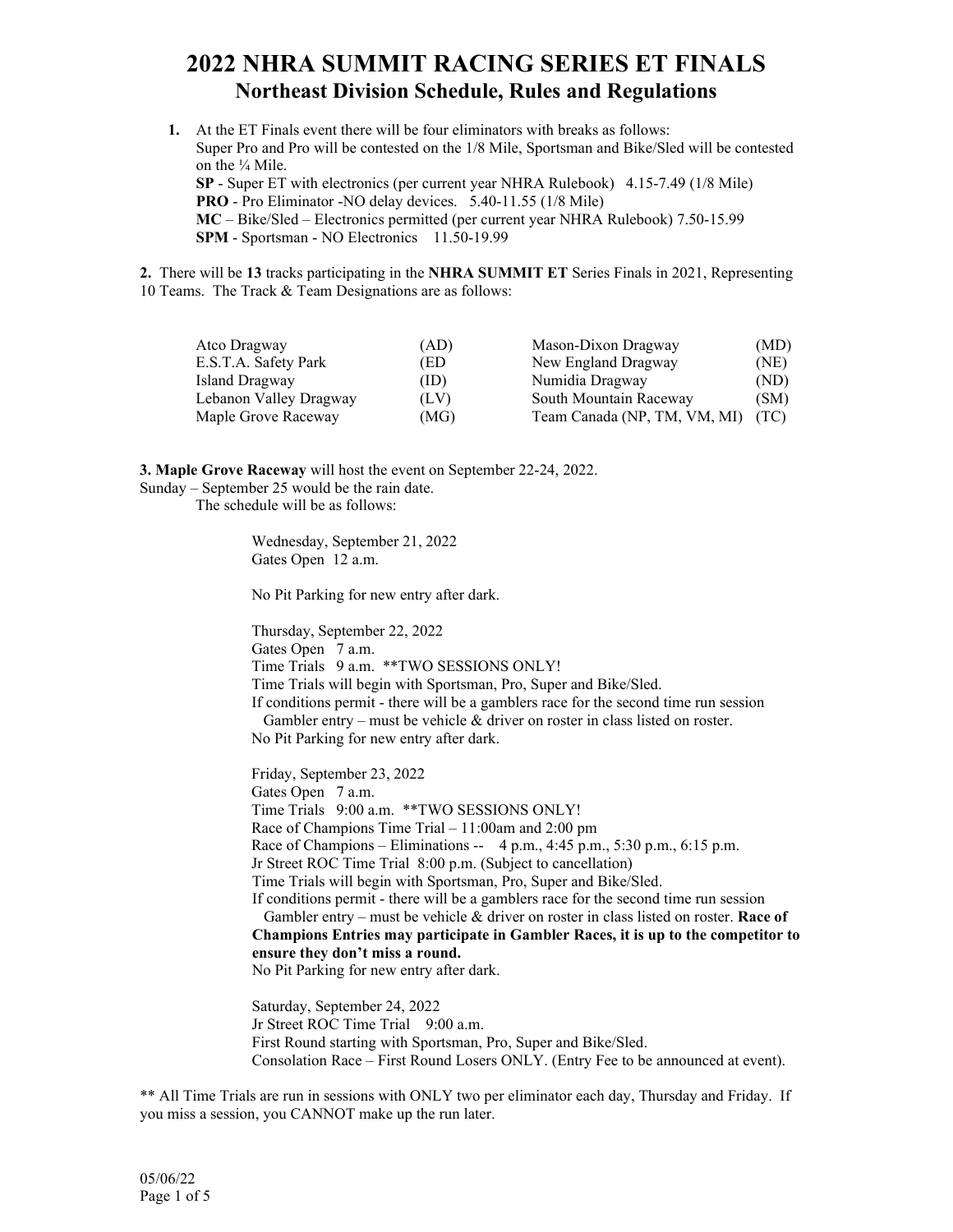# 2022 NHRA SUMMIT RACING SERIES ET FINALS

## Northeast Division Schedule, Rules and Regulations

1. At the ET Finals event there will be four eliminators with breaks as follows:
   Super Pro and Pro will be contested on the 1/8 Mile, Sportsman and Bike/Sled will be contested on the ¼ Mile.
   **SP** - Super ET with electronics (per current year NHRA Rulebook) 4.15-7.49 (1/8 Mile)
   **PRO** - Pro Eliminator -NO delay devices. 5.40-11.55 (1/8 Mile)
   **MC** – Bike/Sled – Electronics permitted (per current year NHRA Rulebook) 7.50-15.99
   **SPM** - Sportsman - NO Electronics 11.50-19.99

**2.** There will be **13** tracks participating in the **NHRA SUMMIT ET** Series Finals in 2021, Representing 10 Teams. The Track & Team Designations are as follows:

| | | | |
|---|---|---|---|
| Atco Dragway | (AD) | Mason-Dixon Dragway | (MD) |
| E.S.T.A. Safety Park | (ED | New England Dragway | (NE) |
| Island Dragway | (ID) | Numidia Dragway | (ND) |
| Lebanon Valley Dragway | (LV) | South Mountain Raceway | (SM) |
| Maple Grove Raceway | (MG) | Team Canada (NP, TM, VM, MI) | (TC) |

**3. Maple Grove Raceway** will host the event on September 22-24, 2022.
Sunday – September 25 would be the rain date.
The schedule will be as follows:

Wednesday, September 21, 2022
Gates Open 12 a.m.

No Pit Parking for new entry after dark.

Thursday, September 22, 2022
Gates Open 7 a.m.
Time Trials 9 a.m. **TWO SESSIONS ONLY!
Time Trials will begin with Sportsman, Pro, Super and Bike/Sled.
If conditions permit - there will be a gamblers race for the second time run session
Gambler entry – must be vehicle & driver on roster in class listed on roster.
No Pit Parking for new entry after dark.

Friday, September 23, 2022
Gates Open 7 a.m.
Time Trials 9:00 a.m. **TWO SESSIONS ONLY!
Race of Champions Time Trial – 11:00am and 2:00 pm
Race of Champions – Eliminations -- 4 p.m., 4:45 p.m., 5:30 p.m., 6:15 p.m.
Jr Street ROC Time Trial 8:00 p.m. (Subject to cancellation)
Time Trials will begin with Sportsman, Pro, Super and Bike/Sled.
If conditions permit - there will be a gamblers race for the second time run session
Gambler entry – must be vehicle & driver on roster in class listed on roster. **Race of Champions Entries may participate in Gambler Races, it is up to the competitor to ensure they don't miss a round.**
No Pit Parking for new entry after dark.

Saturday, September 24, 2022
Jr Street ROC Time Trial 9:00 a.m.
First Round starting with Sportsman, Pro, Super and Bike/Sled.
Consolation Race – First Round Losers ONLY. (Entry Fee to be announced at event).

** All Time Trials are run in sessions with ONLY two per eliminator each day, Thursday and Friday. If you miss a session, you CANNOT make up the run later.

05/06/22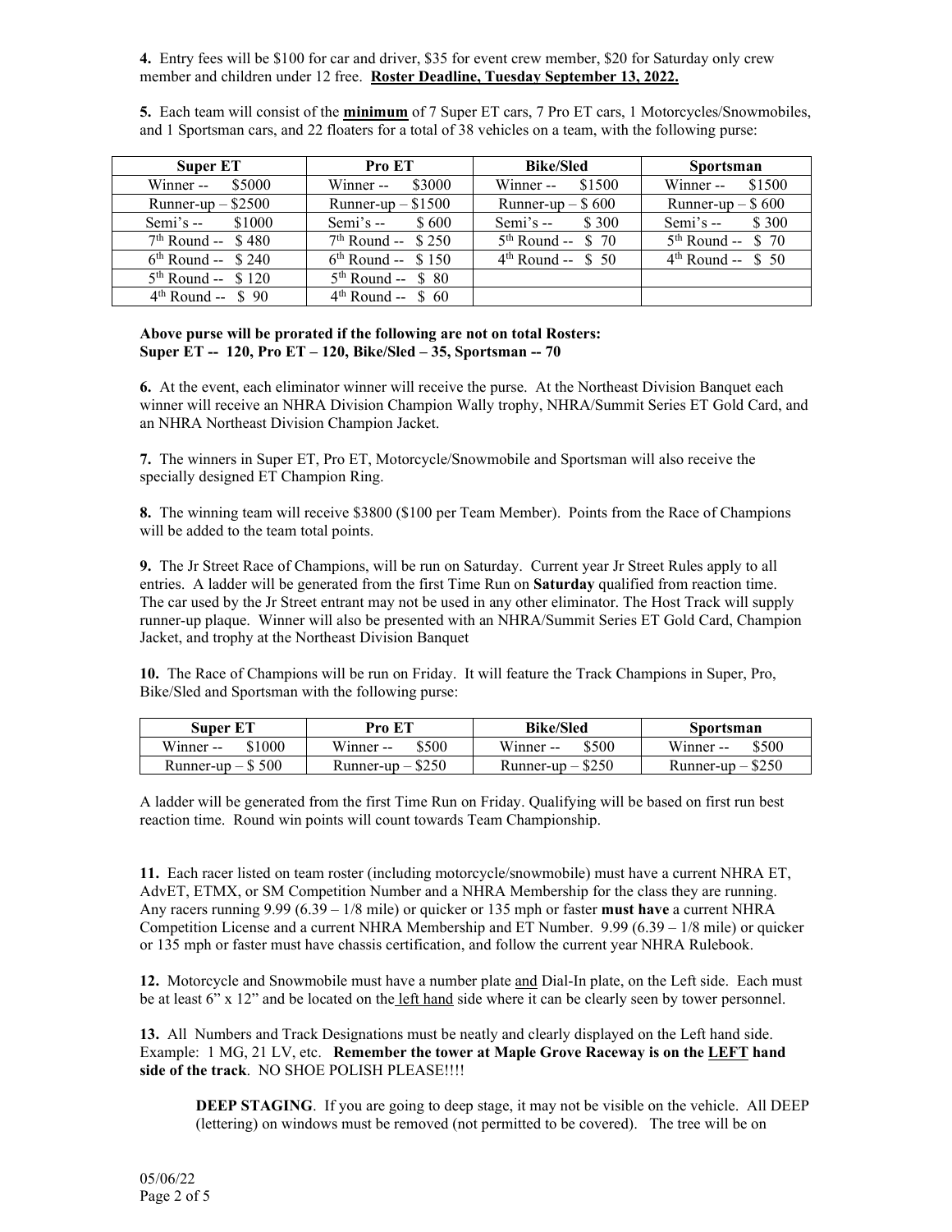**4.** Entry fees will be $100 for car and driver, $35 for event crew member, $20 for Saturday only crew member and children under 12 free. **Roster Deadline, Tuesday September 13, 2022.**

**5.** Each team will consist of the **minimum** of 7 Super ET cars, 7 Pro ET cars, 1 Motorcycles/Snowmobiles, and 1 Sportsman cars, and 22 floaters for a total of 38 vehicles on a team, with the following purse:

| Super ET | Pro ET | Bike/Sled | Sportsman |
|---|---|---|---|
| Winner -- $5000 | Winner -- $3000 | Winner -- $1500 | Winner -- $1500 |
| Runner-up – $2500 | Runner-up – $1500 | Runner-up – $ 600 | Runner-up – $ 600 |
| Semi's -- $1000 | Semi's -- $ 600 | Semi's -- $ 300 | Semi's -- $ 300 |
| 7th Round -- $ 480 | 7th Round -- $ 250 | 5th Round -- $ 70 | 5th Round -- $ 70 |
| 6th Round -- $ 240 | 6th Round -- $ 150 | 4th Round -- $ 50 | 4th Round -- $ 50 |
| 5th Round -- $ 120 | 5th Round -- $ 80 | | |
| 4th Round -- $ 90 | 4th Round -- $ 60 | | |

**Above purse will be prorated if the following are not on total Rosters:**
**Super ET -- 120, Pro ET – 120, Bike/Sled – 35, Sportsman -- 70**

**6.** At the event, each eliminator winner will receive the purse. At the Northeast Division Banquet each winner will receive an NHRA Division Champion Wally trophy, NHRA/Summit Series ET Gold Card, and an NHRA Northeast Division Champion Jacket.

**7.** The winners in Super ET, Pro ET, Motorcycle/Snowmobile and Sportsman will also receive the specially designed ET Champion Ring.

**8.** The winning team will receive $3800 ($100 per Team Member). Points from the Race of Champions will be added to the team total points.

**9.** The Jr Street Race of Champions, will be run on Saturday. Current year Jr Street Rules apply to all entries. A ladder will be generated from the first Time Run on **Saturday** qualified from reaction time. The car used by the Jr Street entrant may not be used in any other eliminator. The Host Track will supply runner-up plaque. Winner will also be presented with an NHRA/Summit Series ET Gold Card, Champion Jacket, and trophy at the Northeast Division Banquet

**10.** The Race of Champions will be run on Friday. It will feature the Track Champions in Super, Pro, Bike/Sled and Sportsman with the following purse:

| Super ET | Pro ET | Bike/Sled | Sportsman |
|---|---|---|---|
| Winner -- $1000 | Winner -- $500 | Winner -- $500 | Winner -- $500 |
| Runner-up – $ 500 | Runner-up – $250 | Runner-up – $250 | Runner-up – $250 |

A ladder will be generated from the first Time Run on Friday. Qualifying will be based on first run best reaction time. Round win points will count towards Team Championship.

**11.** Each racer listed on team roster (including motorcycle/snowmobile) must have a current NHRA ET, AdvET, ETMX, or SM Competition Number and a NHRA Membership for the class they are running. Any racers running 9.99 (6.39 – 1/8 mile) or quicker or 135 mph or faster **must have** a current NHRA Competition License and a current NHRA Membership and ET Number. 9.99 (6.39 – 1/8 mile) or quicker or 135 mph or faster must have chassis certification, and follow the current year NHRA Rulebook.

**12.** Motorcycle and Snowmobile must have a number plate and Dial-In plate, on the Left side. Each must be at least 6" x 12" and be located on the left hand side where it can be clearly seen by tower personnel.

**13.** All Numbers and Track Designations must be neatly and clearly displayed on the Left hand side. Example: 1 MG, 21 LV, etc. **Remember the tower at Maple Grove Raceway is on the LEFT hand side of the track**. NO SHOE POLISH PLEASE!!!!

> **DEEP STAGING**. If you are going to deep stage, it may not be visible on the vehicle. All DEEP (lettering) on windows must be removed (not permitted to be covered). The tree will be on

05/06/22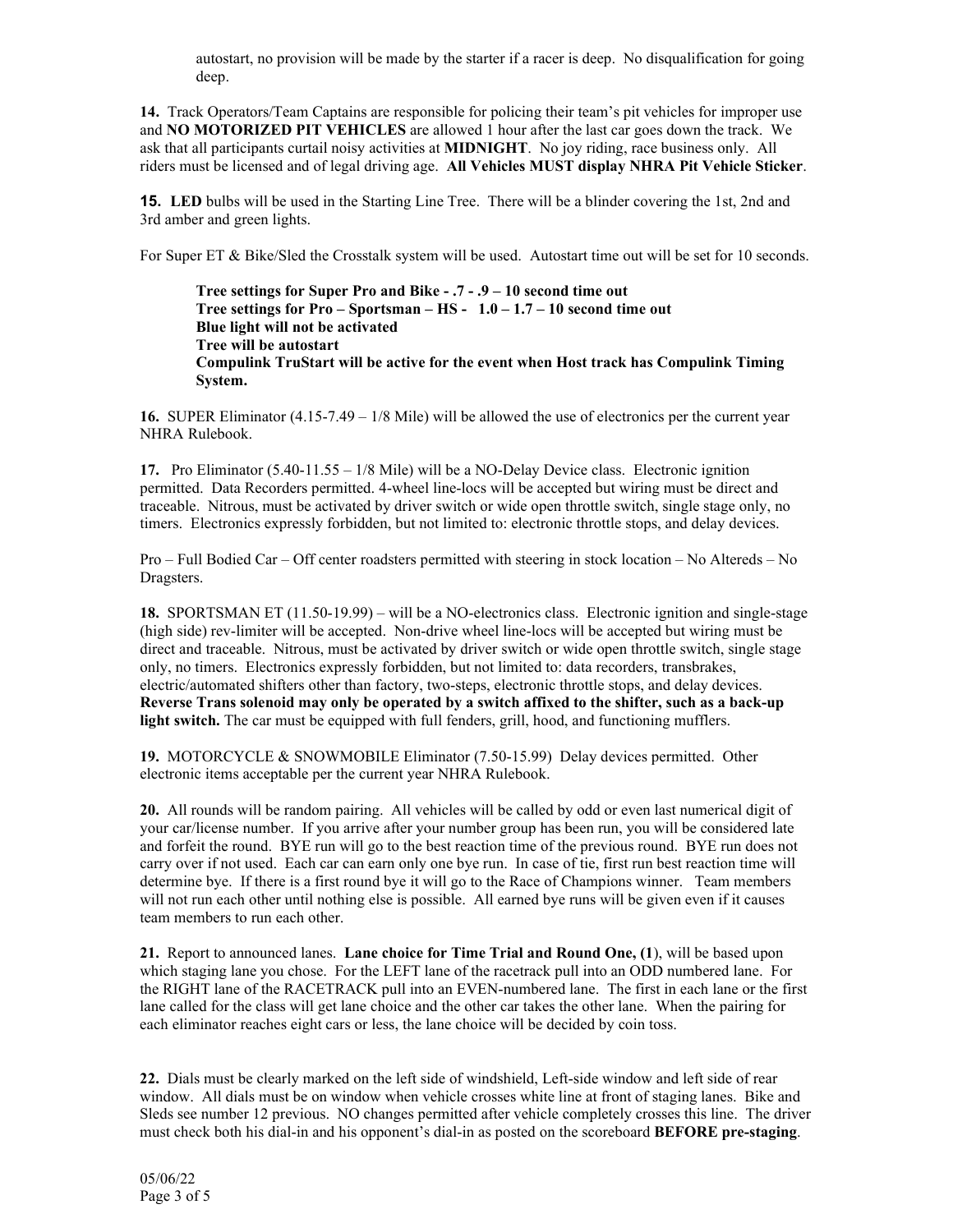autostart, no provision will be made by the starter if a racer is deep. No disqualification for going deep.

**14.** Track Operators/Team Captains are responsible for policing their team's pit vehicles for improper use and **NO MOTORIZED PIT VEHICLES** are allowed 1 hour after the last car goes down the track. We ask that all participants curtail noisy activities at **MIDNIGHT**. No joy riding, race business only. All riders must be licensed and of legal driving age. **All Vehicles MUST display NHRA Pit Vehicle Sticker**.

**15. LED** bulbs will be used in the Starting Line Tree. There will be a blinder covering the 1st, 2nd and 3rd amber and green lights.

For Super ET & Bike/Sled the Crosstalk system will be used. Autostart time out will be set for 10 seconds.

> **Tree settings for Super Pro and Bike - .7 - .9 – 10 second time out**
> **Tree settings for Pro – Sportsman – HS - 1.0 – 1.7 – 10 second time out**
> **Blue light will not be activated**
> **Tree will be autostart**
> **Compulink TruStart will be active for the event when Host track has Compulink Timing System.**

**16.** SUPER Eliminator (4.15-7.49 – 1/8 Mile) will be allowed the use of electronics per the current year NHRA Rulebook.

**17.** Pro Eliminator (5.40-11.55 – 1/8 Mile) will be a NO-Delay Device class. Electronic ignition permitted. Data Recorders permitted. 4-wheel line-locs will be accepted but wiring must be direct and traceable. Nitrous, must be activated by driver switch or wide open throttle switch, single stage only, no timers. Electronics expressly forbidden, but not limited to: electronic throttle stops, and delay devices.

Pro – Full Bodied Car – Off center roadsters permitted with steering in stock location – No Altereds – No Dragsters.

**18.** SPORTSMAN ET (11.50-19.99) – will be a NO-electronics class. Electronic ignition and single-stage (high side) rev-limiter will be accepted. Non-drive wheel line-locs will be accepted but wiring must be direct and traceable. Nitrous, must be activated by driver switch or wide open throttle switch, single stage only, no timers. Electronics expressly forbidden, but not limited to: data recorders, transbrakes, electric/automated shifters other than factory, two-steps, electronic throttle stops, and delay devices. **Reverse Trans solenoid may only be operated by a switch affixed to the shifter, such as a back-up light switch.** The car must be equipped with full fenders, grill, hood, and functioning mufflers.

**19.** MOTORCYCLE & SNOWMOBILE Eliminator (7.50-15.99) Delay devices permitted. Other electronic items acceptable per the current year NHRA Rulebook.

**20.** All rounds will be random pairing. All vehicles will be called by odd or even last numerical digit of your car/license number. If you arrive after your number group has been run, you will be considered late and forfeit the round. BYE run will go to the best reaction time of the previous round. BYE run does not carry over if not used. Each car can earn only one bye run. In case of tie, first run best reaction time will determine bye. If there is a first round bye it will go to the Race of Champions winner. Team members will not run each other until nothing else is possible. All earned bye runs will be given even if it causes team members to run each other.

**21.** Report to announced lanes. **Lane choice for Time Trial and Round One, (1**), will be based upon which staging lane you chose. For the LEFT lane of the racetrack pull into an ODD numbered lane. For the RIGHT lane of the RACETRACK pull into an EVEN-numbered lane. The first in each lane or the first lane called for the class will get lane choice and the other car takes the other lane. When the pairing for each eliminator reaches eight cars or less, the lane choice will be decided by coin toss.

**22.** Dials must be clearly marked on the left side of windshield, Left-side window and left side of rear window. All dials must be on window when vehicle crosses white line at front of staging lanes. Bike and Sleds see number 12 previous. NO changes permitted after vehicle completely crosses this line. The driver must check both his dial-in and his opponent's dial-in as posted on the scoreboard **BEFORE pre-staging**.

05/06/22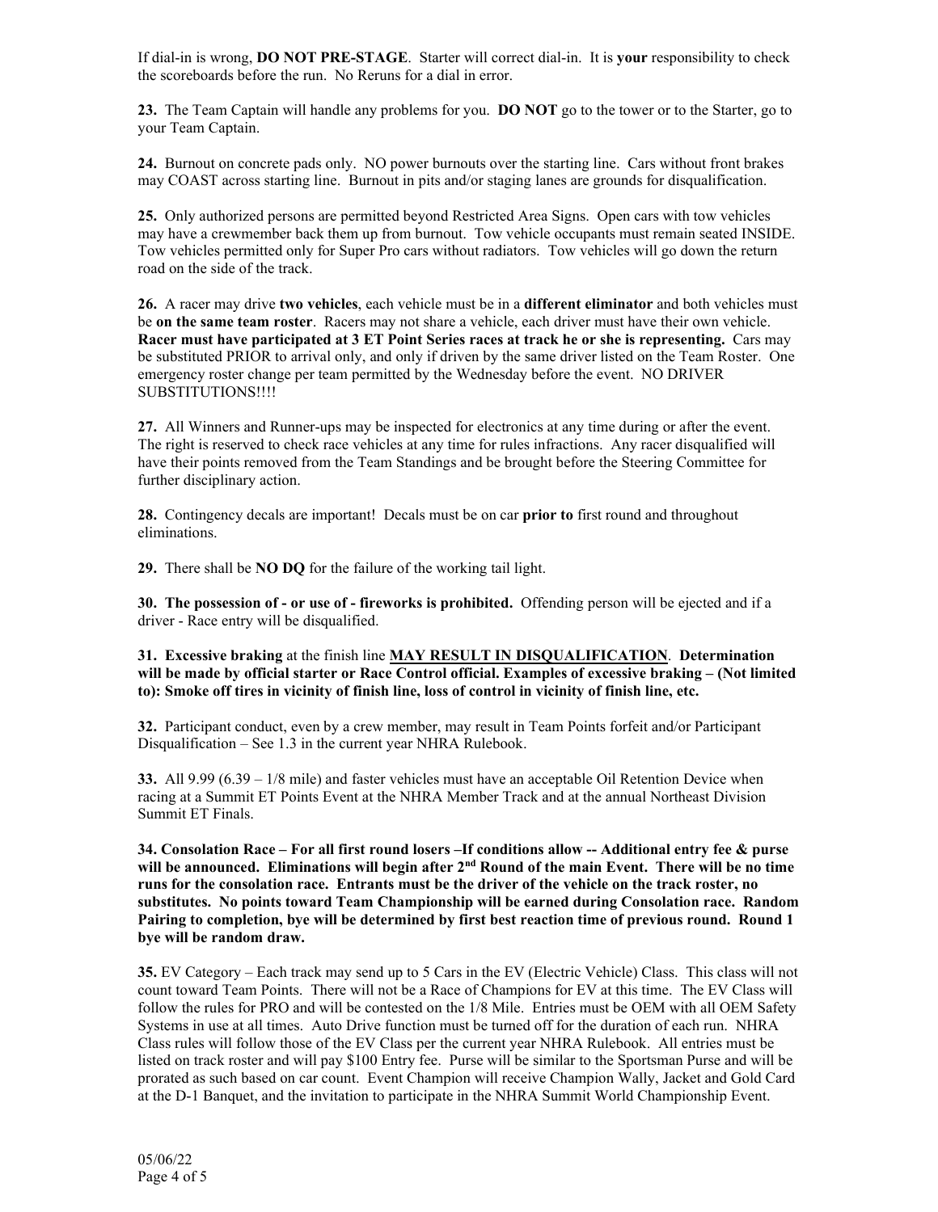If dial-in is wrong, **DO NOT PRE-STAGE**. Starter will correct dial-in. It is **your** responsibility to check the scoreboards before the run. No Reruns for a dial in error.

**23.** The Team Captain will handle any problems for you. **DO NOT** go to the tower or to the Starter, go to your Team Captain.

**24.** Burnout on concrete pads only. NO power burnouts over the starting line. Cars without front brakes may COAST across starting line. Burnout in pits and/or staging lanes are grounds for disqualification.

**25.** Only authorized persons are permitted beyond Restricted Area Signs. Open cars with tow vehicles may have a crewmember back them up from burnout. Tow vehicle occupants must remain seated INSIDE. Tow vehicles permitted only for Super Pro cars without radiators. Tow vehicles will go down the return road on the side of the track.

**26.** A racer may drive **two vehicles**, each vehicle must be in a **different eliminator** and both vehicles must be **on the same team roster**. Racers may not share a vehicle, each driver must have their own vehicle. **Racer must have participated at 3 ET Point Series races at track he or she is representing.** Cars may be substituted PRIOR to arrival only, and only if driven by the same driver listed on the Team Roster. One emergency roster change per team permitted by the Wednesday before the event. NO DRIVER SUBSTITUTIONS!!!!

**27.** All Winners and Runner-ups may be inspected for electronics at any time during or after the event. The right is reserved to check race vehicles at any time for rules infractions. Any racer disqualified will have their points removed from the Team Standings and be brought before the Steering Committee for further disciplinary action.

**28.** Contingency decals are important! Decals must be on car **prior to** first round and throughout eliminations.

**29.** There shall be **NO DQ** for the failure of the working tail light.

**30. The possession of - or use of - fireworks is prohibited.** Offending person will be ejected and if a driver - Race entry will be disqualified.

**31. Excessive braking** at the finish line **MAY RESULT IN DISQUALIFICATION**. **Determination will be made by official starter or Race Control official. Examples of excessive braking – (Not limited to): Smoke off tires in vicinity of finish line, loss of control in vicinity of finish line, etc.**

**32.** Participant conduct, even by a crew member, may result in Team Points forfeit and/or Participant Disqualification – See 1.3 in the current year NHRA Rulebook.

**33.** All 9.99 (6.39 – 1/8 mile) and faster vehicles must have an acceptable Oil Retention Device when racing at a Summit ET Points Event at the NHRA Member Track and at the annual Northeast Division Summit ET Finals.

**34. Consolation Race – For all first round losers –If conditions allow -- Additional entry fee & purse will be announced. Eliminations will begin after 2nd Round of the main Event. There will be no time runs for the consolation race. Entrants must be the driver of the vehicle on the track roster, no substitutes. No points toward Team Championship will be earned during Consolation race. Random Pairing to completion, bye will be determined by first best reaction time of previous round. Round 1 bye will be random draw.**

**35.** EV Category – Each track may send up to 5 Cars in the EV (Electric Vehicle) Class. This class will not count toward Team Points. There will not be a Race of Champions for EV at this time. The EV Class will follow the rules for PRO and will be contested on the 1/8 Mile. Entries must be OEM with all OEM Safety Systems in use at all times. Auto Drive function must be turned off for the duration of each run. NHRA Class rules will follow those of the EV Class per the current year NHRA Rulebook. All entries must be listed on track roster and will pay $100 Entry fee. Purse will be similar to the Sportsman Purse and will be prorated as such based on car count. Event Champion will receive Champion Wally, Jacket and Gold Card at the D-1 Banquet, and the invitation to participate in the NHRA Summit World Championship Event.

05/06/22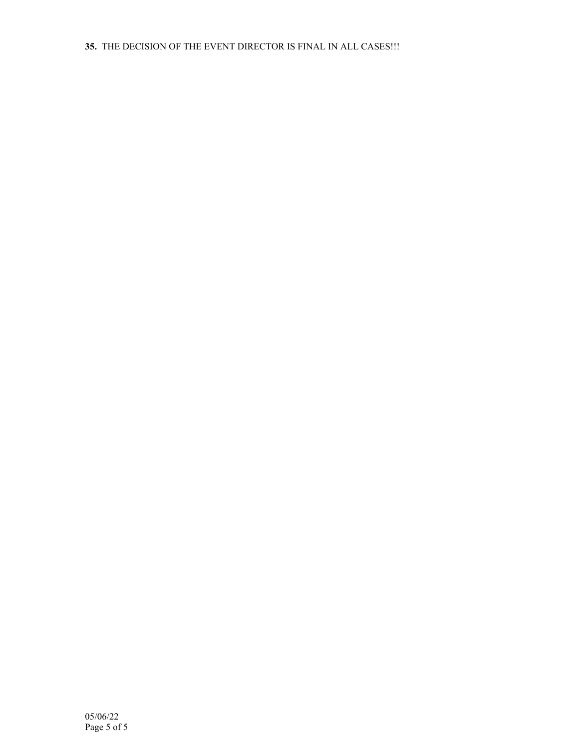**35.** THE DECISION OF THE EVENT DIRECTOR IS FINAL IN ALL CASES!!!

05/06/22